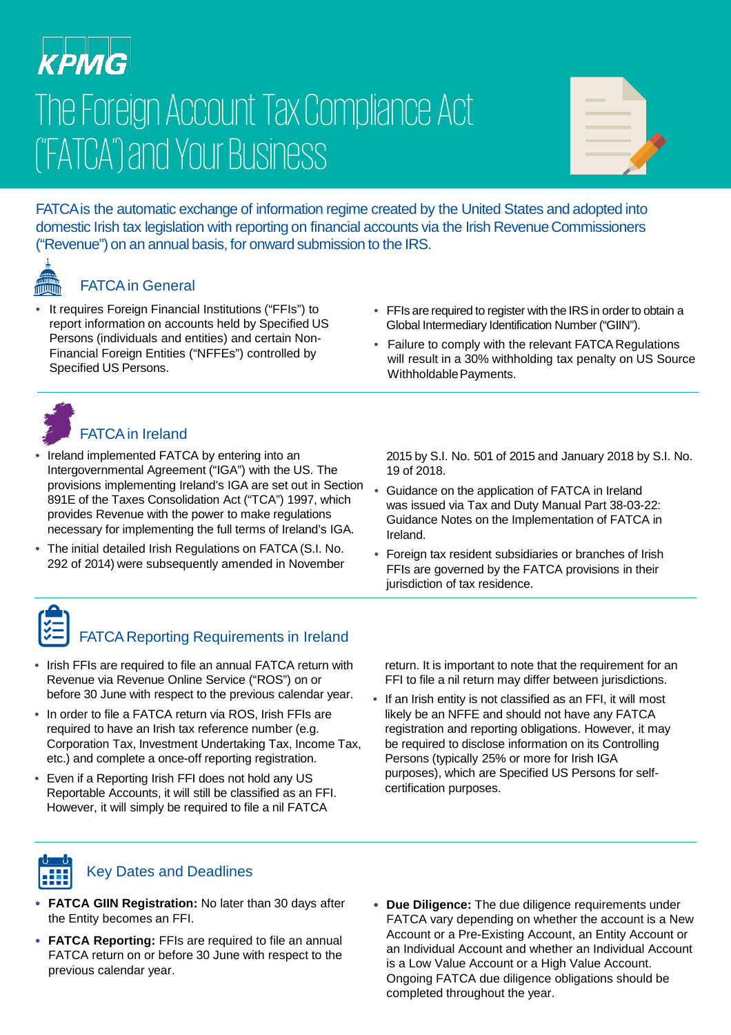KPMG

# The Foreign Account Tax Compliance Act ("FATCA") and Your Business

FATCA is the automatic exchange of information regime created by the United States and adopted into domestic Irish tax legislation with reporting on financial accounts via the Irish Revenue Commissioners ("Revenue") on an annual basis, for onward submission to the IRS.

## FATCA in General

- It requires Foreign Financial Institutions ("FFIs") to report information on accounts held by Specified US Persons (individuals and entities) and certain Non-Financial Foreign Entities ("NFFEs") controlled by Specified US Persons.
- FFIs are required to register with the IRS in order to obtain a Global Intermediary Identification Number ("GIIN").
- Failure to comply with the relevant FATCA Regulations will result in a 30% withholding tax penalty on US Source Withholdable Payments.

## FATCA in Ireland

- Ireland implemented FATCA by entering into an Intergovernmental Agreement ("IGA") with the US. The provisions implementing Ireland's IGA are set out in Section 891E of the Taxes Consolidation Act ("TCA") 1997, which provides Revenue with the power to make regulations necessary for implementing the full terms of Ireland's IGA.
- The initial detailed Irish Regulations on FATCA (S.I. No. 292 of 2014) were subsequently amended in November 2015 by S.I. No. 501 of 2015 and January 2018 by S.I. No. 19 of 2018.
- Guidance on the application of FATCA in Ireland was issued via Tax and Duty Manual Part 38-03-22: Guidance Notes on the Implementation of FATCA in Ireland.
- Foreign tax resident subsidiaries or branches of Irish FFIs are governed by the FATCA provisions in their jurisdiction of tax residence.

## FATCA Reporting Requirements in Ireland

- Irish FFIs are required to file an annual FATCA return with Revenue via Revenue Online Service ("ROS") on or before 30 June with respect to the previous calendar year.
- In order to file a FATCA return via ROS, Irish FFIs are required to have an Irish tax reference number (e.g. Corporation Tax, Investment Undertaking Tax, Income Tax, etc.) and complete a once-off reporting registration.
- Even if a Reporting Irish FFI does not hold any US Reportable Accounts, it will still be classified as an FFI. However, it will simply be required to file a nil FATCA return. It is important to note that the requirement for an FFI to file a nil return may differ between jurisdictions.
- If an Irish entity is not classified as an FFI, it will most likely be an NFFE and should not have any FATCA registration and reporting obligations. However, it may be required to disclose information on its Controlling Persons (typically 25% or more for Irish IGA purposes), which are Specified US Persons for self-certification purposes.

## Key Dates and Deadlines

- **FATCA GIIN Registration:** No later than 30 days after the Entity becomes an FFI.
- **FATCA Reporting:** FFIs are required to file an annual FATCA return on or before 30 June with respect to the previous calendar year.
- **Due Diligence:** The due diligence requirements under FATCA vary depending on whether the account is a New Account or a Pre-Existing Account, an Entity Account or an Individual Account and whether an Individual Account is a Low Value Account or a High Value Account. Ongoing FATCA due diligence obligations should be completed throughout the year.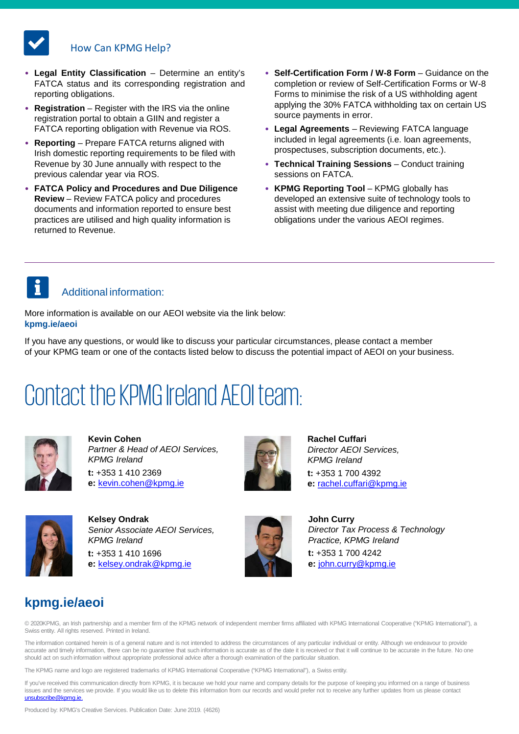## How Can KPMG Help?

- **Legal Entity Classification** – Determine an entity's FATCA status and its corresponding registration and reporting obligations.
- **Registration** – Register with the IRS via the online registration portal to obtain a GIIN and register a FATCA reporting obligation with Revenue via ROS.
- **Reporting** – Prepare FATCA returns aligned with Irish domestic reporting requirements to be filed with Revenue by 30 June annually with respect to the previous calendar year via ROS.
- **FATCA Policy and Procedures and Due Diligence Review** – Review FATCA policy and procedures documents and information reported to ensure best practices are utilised and high quality information is returned to Revenue.
- **Self-Certification Form / W-8 Form** – Guidance on the completion or review of Self-Certification Forms or W-8 Forms to minimise the risk of a US withholding agent applying the 30% FATCA withholding tax on certain US source payments in error.
- **Legal Agreements** – Reviewing FATCA language included in legal agreements (i.e. loan agreements, prospectuses, subscription documents, etc.).
- **Technical Training Sessions** – Conduct training sessions on FATCA.
- **KPMG Reporting Tool** – KPMG globally has developed an extensive suite of technology tools to assist with meeting due diligence and reporting obligations under the various AEOI regimes.

## Additional information:

More information is available on our AEOI website via the link below:
**kpmg.ie/aeoi**

If you have any questions, or would like to discuss your particular circumstances, please contact a member of your KPMG team or one of the contacts listed below to discuss the potential impact of AEOI on your business.

# Contact the KPMG Ireland AEOI team:

**Kevin Cohen**
*Partner & Head of AEOI Services, KPMG Ireland*
**t:** +353 1 410 2369
**e:** kevin.cohen@kpmg.ie

**Rachel Cuffari**
*Director AEOI Services, KPMG Ireland*
**t:** +353 1 700 4392
**e:** rachel.cuffari@kpmg.ie

**Kelsey Ondrak**
*Senior Associate AEOI Services, KPMG Ireland*
**t:** +353 1 410 1696
**e:** kelsey.ondrak@kpmg.ie

**John Curry**
*Director Tax Process & Technology Practice, KPMG Ireland*
**t:** +353 1 700 4242
**e:** john.curry@kpmg.ie

## kpmg.ie/aeoi

© 2020KPMG, an Irish partnership and a member firm of the KPMG network of independent member firms affiliated with KPMG International Cooperative ("KPMG International"), a Swiss entity. All rights reserved. Printed in Ireland.

The information contained herein is of a general nature and is not intended to address the circumstances of any particular individual or entity. Although we endeavour to provide accurate and timely information, there can be no guarantee that such information is accurate as of the date it is received or that it will continue to be accurate in the future. No one should act on such information without appropriate professional advice after a thorough examination of the particular situation.

The KPMG name and logo are registered trademarks of KPMG International Cooperative ("KPMG International"), a Swiss entity.

If you've received this communication directly from KPMG, it is because we hold your name and company details for the purpose of keeping you informed on a range of business issues and the services we provide. If you would like us to delete this information from our records and would prefer not to receive any further updates from us please contact unsubscribe@kpmg.ie.

Produced by: KPMG's Creative Services. Publication Date: June 2019. (4626)